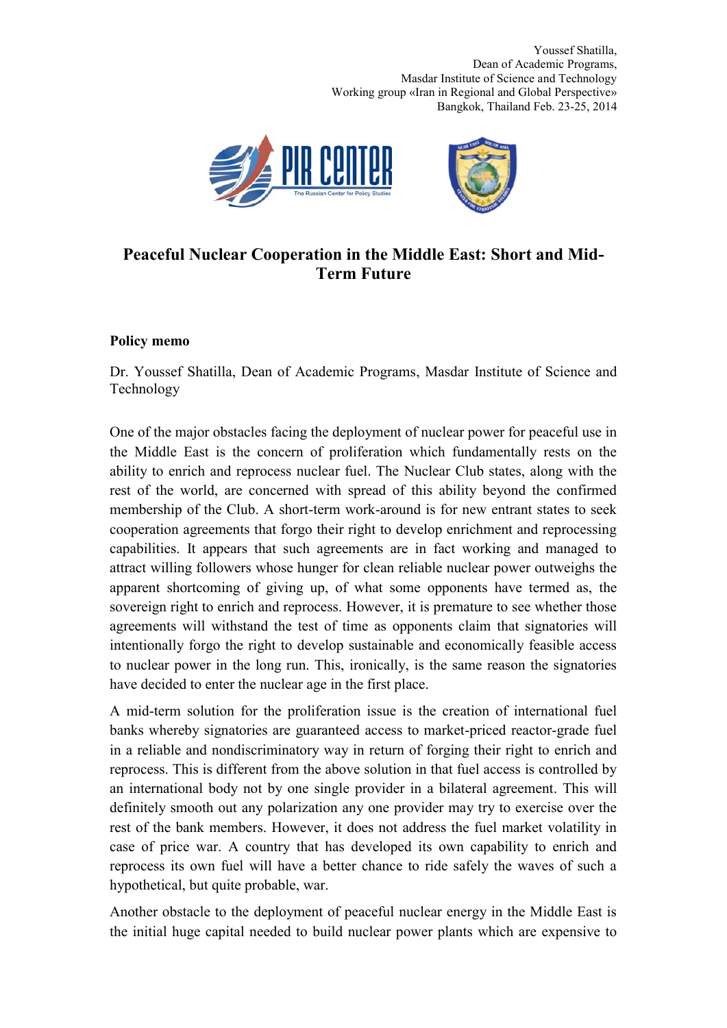Youssef Shatilla,
Dean of Academic Programs,
Masdar Institute of Science and Technology
Working group «Iran in Regional and Global Perspective»
Bangkok, Thailand Feb. 23-25, 2014

# Peaceful Nuclear Cooperation in the Middle East: Short and Mid-Term Future

**Policy memo**

Dr. Youssef Shatilla, Dean of Academic Programs, Masdar Institute of Science and Technology

One of the major obstacles facing the deployment of nuclear power for peaceful use in the Middle East is the concern of proliferation which fundamentally rests on the ability to enrich and reprocess nuclear fuel. The Nuclear Club states, along with the rest of the world, are concerned with spread of this ability beyond the confirmed membership of the Club. A short-term work-around is for new entrant states to seek cooperation agreements that forgo their right to develop enrichment and reprocessing capabilities. It appears that such agreements are in fact working and managed to attract willing followers whose hunger for clean reliable nuclear power outweighs the apparent shortcoming of giving up, of what some opponents have termed as, the sovereign right to enrich and reprocess. However, it is premature to see whether those agreements will withstand the test of time as opponents claim that signatories will intentionally forgo the right to develop sustainable and economically feasible access to nuclear power in the long run. This, ironically, is the same reason the signatories have decided to enter the nuclear age in the first place.

A mid-term solution for the proliferation issue is the creation of international fuel banks whereby signatories are guaranteed access to market-priced reactor-grade fuel in a reliable and nondiscriminatory way in return of forging their right to enrich and reprocess. This is different from the above solution in that fuel access is controlled by an international body not by one single provider in a bilateral agreement. This will definitely smooth out any polarization any one provider may try to exercise over the rest of the bank members. However, it does not address the fuel market volatility in case of price war. A country that has developed its own capability to enrich and reprocess its own fuel will have a better chance to ride safely the waves of such a hypothetical, but quite probable, war.

Another obstacle to the deployment of peaceful nuclear energy in the Middle East is the initial huge capital needed to build nuclear power plants which are expensive to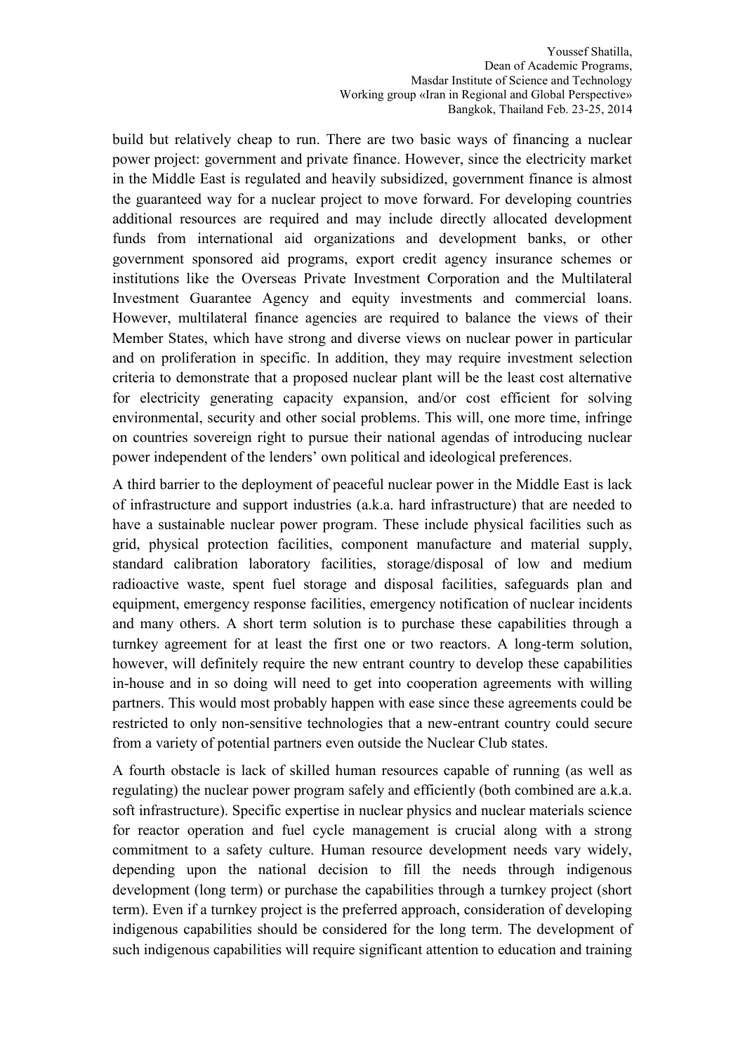build but relatively cheap to run. There are two basic ways of financing a nuclear power project: government and private finance. However, since the electricity market in the Middle East is regulated and heavily subsidized, government finance is almost the guaranteed way for a nuclear project to move forward. For developing countries additional resources are required and may include directly allocated development funds from international aid organizations and development banks, or other government sponsored aid programs, export credit agency insurance schemes or institutions like the Overseas Private Investment Corporation and the Multilateral Investment Guarantee Agency and equity investments and commercial loans. However, multilateral finance agencies are required to balance the views of their Member States, which have strong and diverse views on nuclear power in particular and on proliferation in specific. In addition, they may require investment selection criteria to demonstrate that a proposed nuclear plant will be the least cost alternative for electricity generating capacity expansion, and/or cost efficient for solving environmental, security and other social problems. This will, one more time, infringe on countries sovereign right to pursue their national agendas of introducing nuclear power independent of the lenders' own political and ideological preferences.

A third barrier to the deployment of peaceful nuclear power in the Middle East is lack of infrastructure and support industries (a.k.a. hard infrastructure) that are needed to have a sustainable nuclear power program. These include physical facilities such as grid, physical protection facilities, component manufacture and material supply, standard calibration laboratory facilities, storage/disposal of low and medium radioactive waste, spent fuel storage and disposal facilities, safeguards plan and equipment, emergency response facilities, emergency notification of nuclear incidents and many others. A short term solution is to purchase these capabilities through a turnkey agreement for at least the first one or two reactors. A long-term solution, however, will definitely require the new entrant country to develop these capabilities in-house and in so doing will need to get into cooperation agreements with willing partners. This would most probably happen with ease since these agreements could be restricted to only non-sensitive technologies that a new-entrant country could secure from a variety of potential partners even outside the Nuclear Club states.

A fourth obstacle is lack of skilled human resources capable of running (as well as regulating) the nuclear power program safely and efficiently (both combined are a.k.a. soft infrastructure). Specific expertise in nuclear physics and nuclear materials science for reactor operation and fuel cycle management is crucial along with a strong commitment to a safety culture. Human resource development needs vary widely, depending upon the national decision to fill the needs through indigenous development (long term) or purchase the capabilities through a turnkey project (short term). Even if a turnkey project is the preferred approach, consideration of developing indigenous capabilities should be considered for the long term. The development of such indigenous capabilities will require significant attention to education and training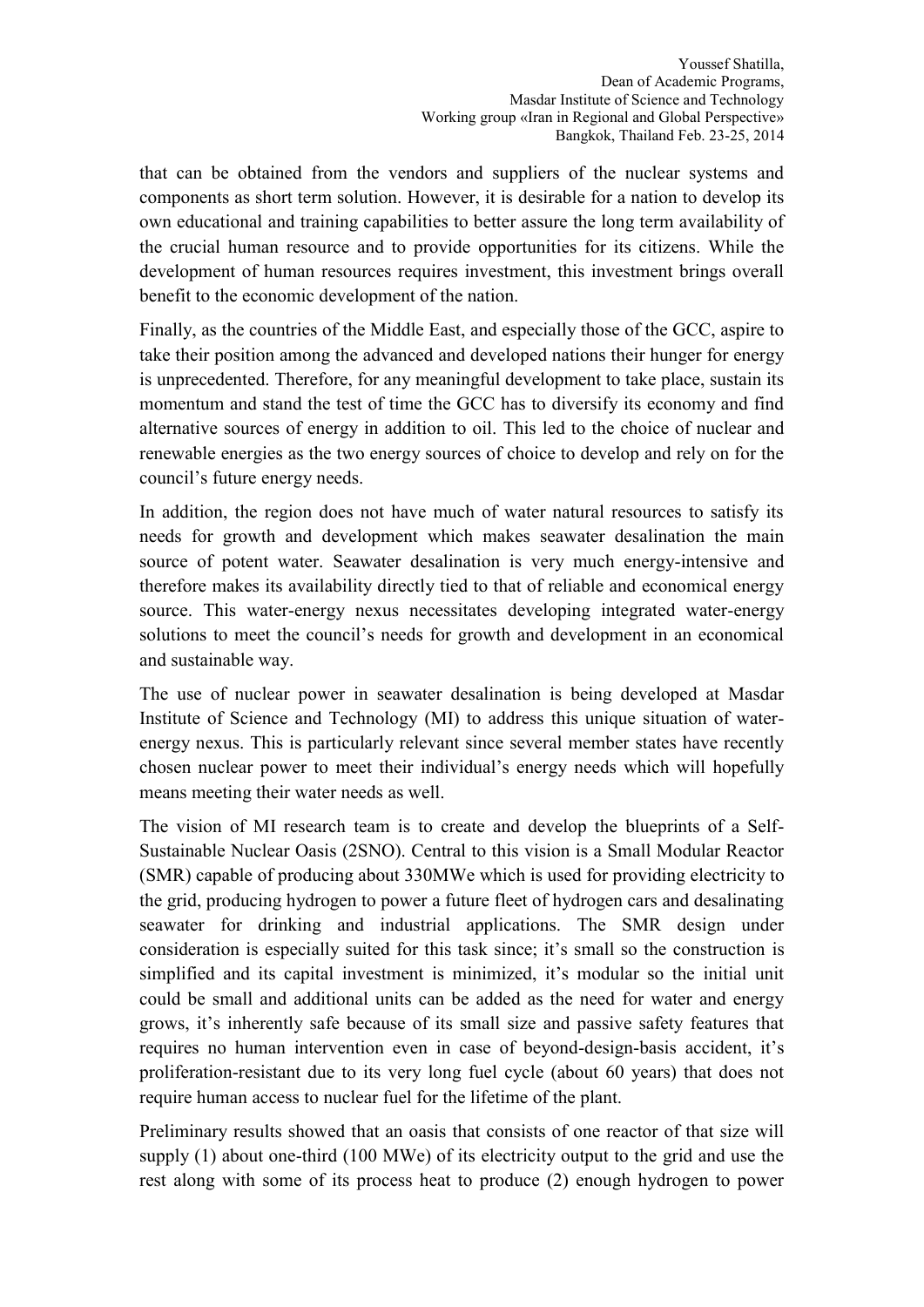that can be obtained from the vendors and suppliers of the nuclear systems and components as short term solution. However, it is desirable for a nation to develop its own educational and training capabilities to better assure the long term availability of the crucial human resource and to provide opportunities for its citizens. While the development of human resources requires investment, this investment brings overall benefit to the economic development of the nation.

Finally, as the countries of the Middle East, and especially those of the GCC, aspire to take their position among the advanced and developed nations their hunger for energy is unprecedented. Therefore, for any meaningful development to take place, sustain its momentum and stand the test of time the GCC has to diversify its economy and find alternative sources of energy in addition to oil. This led to the choice of nuclear and renewable energies as the two energy sources of choice to develop and rely on for the council's future energy needs.

In addition, the region does not have much of water natural resources to satisfy its needs for growth and development which makes seawater desalination the main source of potent water. Seawater desalination is very much energy-intensive and therefore makes its availability directly tied to that of reliable and economical energy source. This water-energy nexus necessitates developing integrated water-energy solutions to meet the council's needs for growth and development in an economical and sustainable way.

The use of nuclear power in seawater desalination is being developed at Masdar Institute of Science and Technology (MI) to address this unique situation of water-energy nexus. This is particularly relevant since several member states have recently chosen nuclear power to meet their individual's energy needs which will hopefully means meeting their water needs as well.

The vision of MI research team is to create and develop the blueprints of a Self-Sustainable Nuclear Oasis (2SNO). Central to this vision is a Small Modular Reactor (SMR) capable of producing about 330MWe which is used for providing electricity to the grid, producing hydrogen to power a future fleet of hydrogen cars and desalinating seawater for drinking and industrial applications. The SMR design under consideration is especially suited for this task since; it's small so the construction is simplified and its capital investment is minimized, it's modular so the initial unit could be small and additional units can be added as the need for water and energy grows, it's inherently safe because of its small size and passive safety features that requires no human intervention even in case of beyond-design-basis accident, it's proliferation-resistant due to its very long fuel cycle (about 60 years) that does not require human access to nuclear fuel for the lifetime of the plant.

Preliminary results showed that an oasis that consists of one reactor of that size will supply (1) about one-third (100 MWe) of its electricity output to the grid and use the rest along with some of its process heat to produce (2) enough hydrogen to power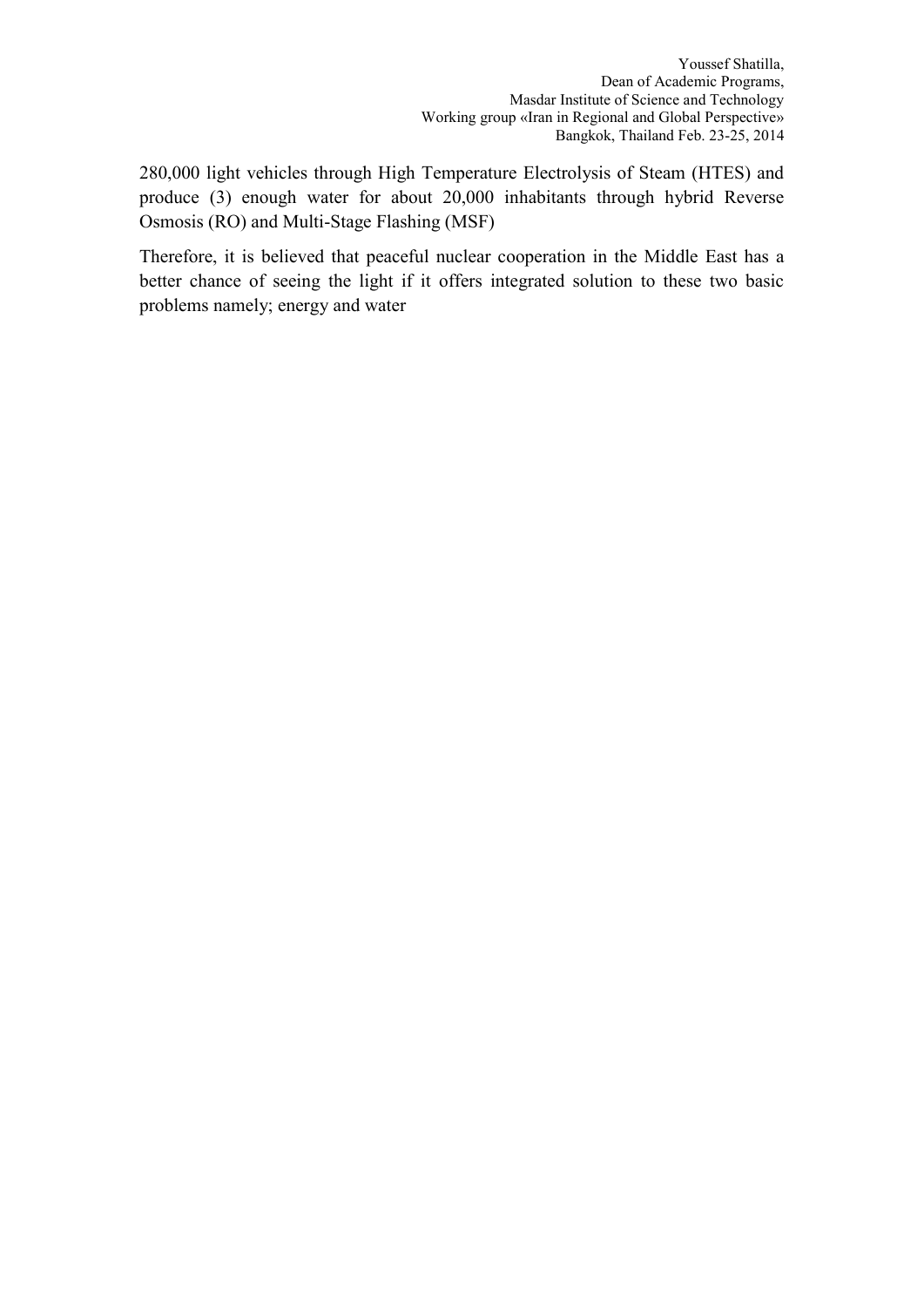280,000 light vehicles through High Temperature Electrolysis of Steam (HTES) and produce (3) enough water for about 20,000 inhabitants through hybrid Reverse Osmosis (RO) and Multi-Stage Flashing (MSF)

Therefore, it is believed that peaceful nuclear cooperation in the Middle East has a better chance of seeing the light if it offers integrated solution to these two basic problems namely; energy and water